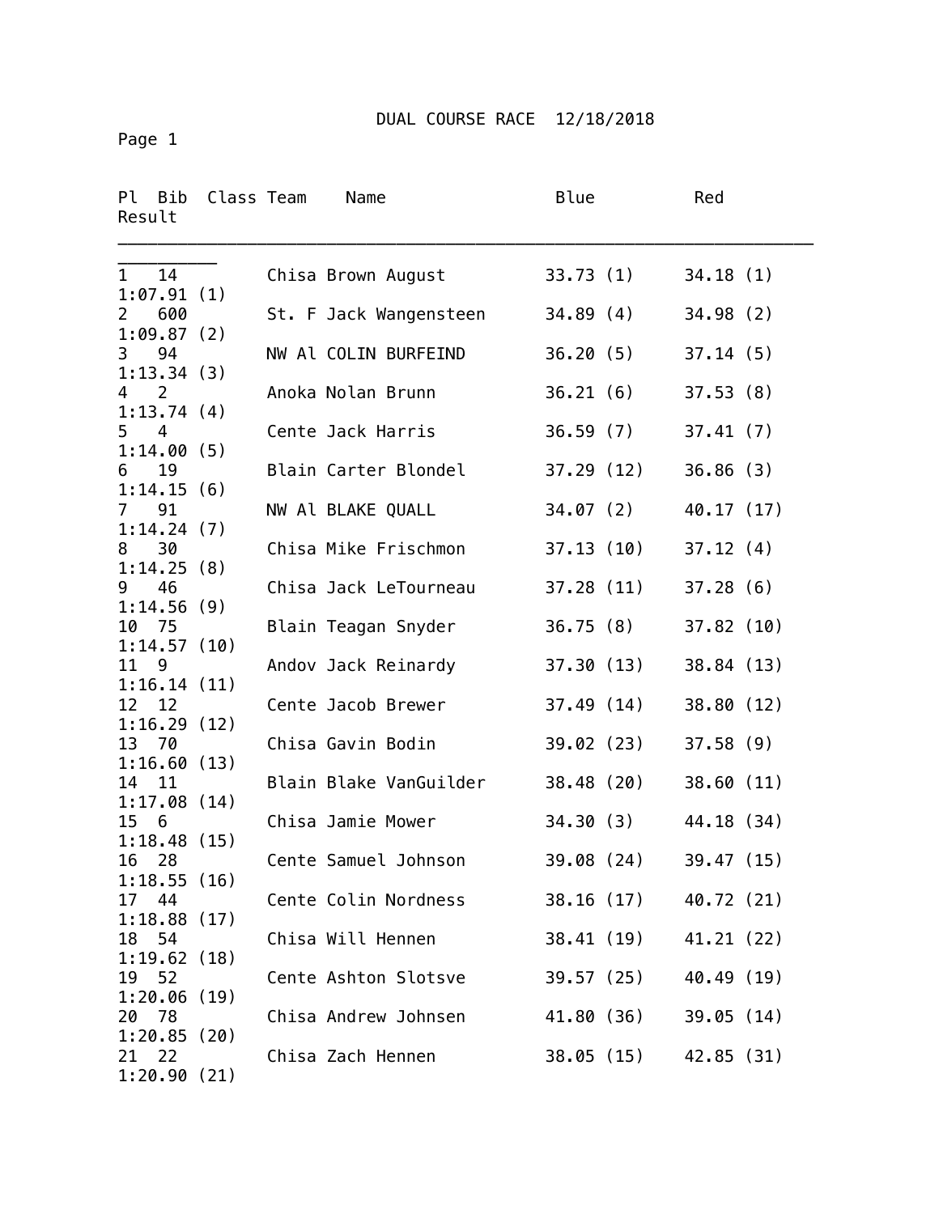# DUAL COURSE RACE 12/18/2018

Page 1

| Pl | Bib | Class | Team | Name | Blue | Red | Result |
|---|---|---|---|---|---|---|---|
| 1 | 14 | | Chisa | Brown August | 33.73 (1) | 34.18 (1) | 1:07.91 (1) |
| 2 | 600 | | St. F | Jack Wangensteen | 34.89 (4) | 34.98 (2) | 1:09.87 (2) |
| 3 | 94 | | NW Al | COLIN BURFEIND | 36.20 (5) | 37.14 (5) | 1:13.34 (3) |
| 4 | 2 | | Anoka | Nolan Brunn | 36.21 (6) | 37.53 (8) | 1:13.74 (4) |
| 5 | 4 | | Cente | Jack Harris | 36.59 (7) | 37.41 (7) | 1:14.00 (5) |
| 6 | 19 | | Blain | Carter Blondel | 37.29 (12) | 36.86 (3) | 1:14.15 (6) |
| 7 | 91 | | NW Al | BLAKE QUALL | 34.07 (2) | 40.17 (17) | 1:14.24 (7) |
| 8 | 30 | | Chisa | Mike Frischmon | 37.13 (10) | 37.12 (4) | 1:14.25 (8) |
| 9 | 46 | | Chisa | Jack LeTourneau | 37.28 (11) | 37.28 (6) | 1:14.56 (9) |
| 10 | 75 | | Blain | Teagan Snyder | 36.75 (8) | 37.82 (10) | 1:14.57 (10) |
| 11 | 9 | | Andov | Jack Reinardy | 37.30 (13) | 38.84 (13) | 1:16.14 (11) |
| 12 | 12 | | Cente | Jacob Brewer | 37.49 (14) | 38.80 (12) | 1:16.29 (12) |
| 13 | 70 | | Chisa | Gavin Bodin | 39.02 (23) | 37.58 (9) | 1:16.60 (13) |
| 14 | 11 | | Blain | Blake VanGuilder | 38.48 (20) | 38.60 (11) | 1:17.08 (14) |
| 15 | 6 | | Chisa | Jamie Mower | 34.30 (3) | 44.18 (34) | 1:18.48 (15) |
| 16 | 28 | | Cente | Samuel Johnson | 39.08 (24) | 39.47 (15) | 1:18.55 (16) |
| 17 | 44 | | Cente | Colin Nordness | 38.16 (17) | 40.72 (21) | 1:18.88 (17) |
| 18 | 54 | | Chisa | Will Hennen | 38.41 (19) | 41.21 (22) | 1:19.62 (18) |
| 19 | 52 | | Cente | Ashton Slotsve | 39.57 (25) | 40.49 (19) | 1:20.06 (19) |
| 20 | 78 | | Chisa | Andrew Johnsen | 41.80 (36) | 39.05 (14) | 1:20.85 (20) |
| 21 | 22 | | Chisa | Zach Hennen | 38.05 (15) | 42.85 (31) | 1:20.90 (21) |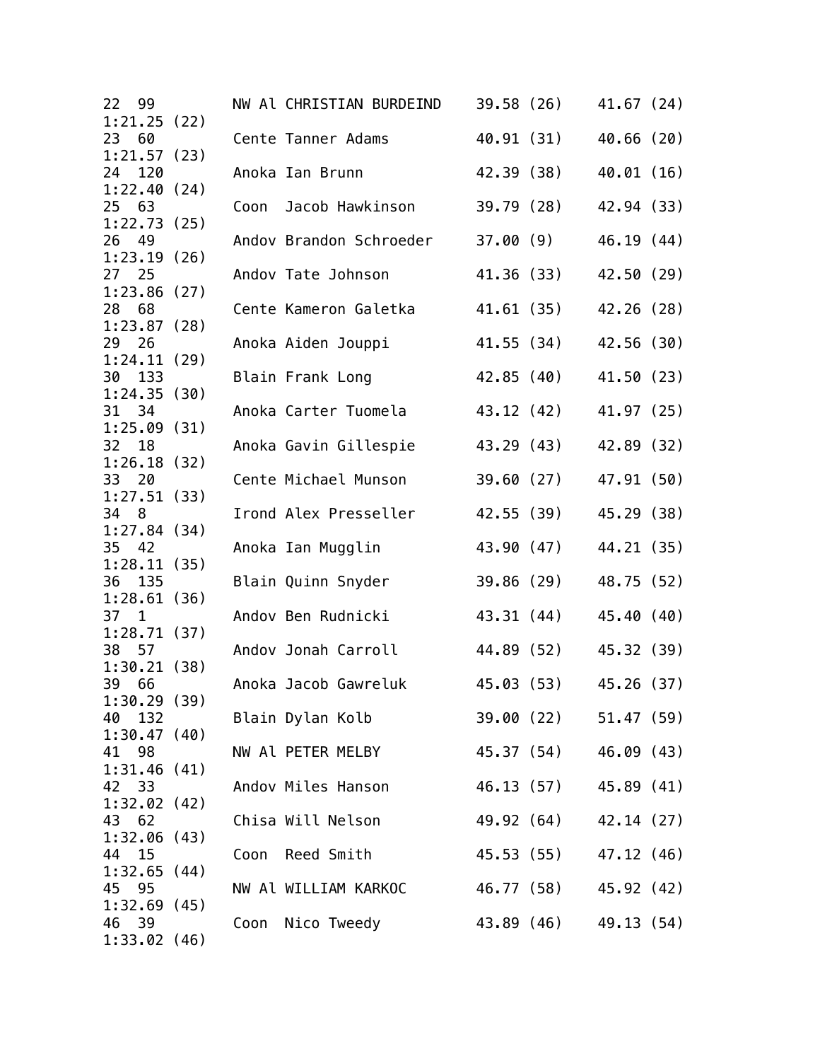```
22  99        NW Al CHRISTIAN BURDEIND    39.58 (26)    41.67 (24)
1:21.25 (22)
23  60        Cente Tanner Adams          40.91 (31)    40.66 (20)
1:21.57 (23)
24  120       Anoka Ian Brunn             42.39 (38)    40.01 (16)
1:22.40 (24)
25  63        Coon  Jacob Hawkinson       39.79 (28)    42.94 (33)
1:22.73 (25)
26  49        Andov Brandon Schroeder     37.00 (9)     46.19 (44)
1:23.19 (26)
27  25        Andov Tate Johnson          41.36 (33)    42.50 (29)
1:23.86 (27)
28  68        Cente Kameron Galetka       41.61 (35)    42.26 (28)
1:23.87 (28)
29  26        Anoka Aiden Jouppi          41.55 (34)    42.56 (30)
1:24.11 (29)
30  133       Blain Frank Long            42.85 (40)    41.50 (23)
1:24.35 (30)
31  34        Anoka Carter Tuomela        43.12 (42)    41.97 (25)
1:25.09 (31)
32  18        Anoka Gavin Gillespie       43.29 (43)    42.89 (32)
1:26.18 (32)
33  20        Cente Michael Munson        39.60 (27)    47.91 (50)
1:27.51 (33)
34  8         Irond Alex Presseller       42.55 (39)    45.29 (38)
1:27.84 (34)
35  42        Anoka Ian Mugglin           43.90 (47)    44.21 (35)
1:28.11 (35)
36  135       Blain Quinn Snyder          39.86 (29)    48.75 (52)
1:28.61 (36)
37  1         Andov Ben Rudnicki          43.31 (44)    45.40 (40)
1:28.71 (37)
38  57        Andov Jonah Carroll         44.89 (52)    45.32 (39)
1:30.21 (38)
39  66        Anoka Jacob Gawreluk        45.03 (53)    45.26 (37)
1:30.29 (39)
40  132       Blain Dylan Kolb            39.00 (22)    51.47 (59)
1:30.47 (40)
41  98        NW Al PETER MELBY           45.37 (54)    46.09 (43)
1:31.46 (41)
42  33        Andov Miles Hanson          46.13 (57)    45.89 (41)
1:32.02 (42)
43  62        Chisa Will Nelson           49.92 (64)    42.14 (27)
1:32.06 (43)
44  15        Coon  Reed Smith            45.53 (55)    47.12 (46)
1:32.65 (44)
45  95        NW Al WILLIAM KARKOC        46.77 (58)    45.92 (42)
1:32.69 (45)
46  39        Coon  Nico Tweedy           43.89 (46)    49.13 (54)
1:33.02 (46)
```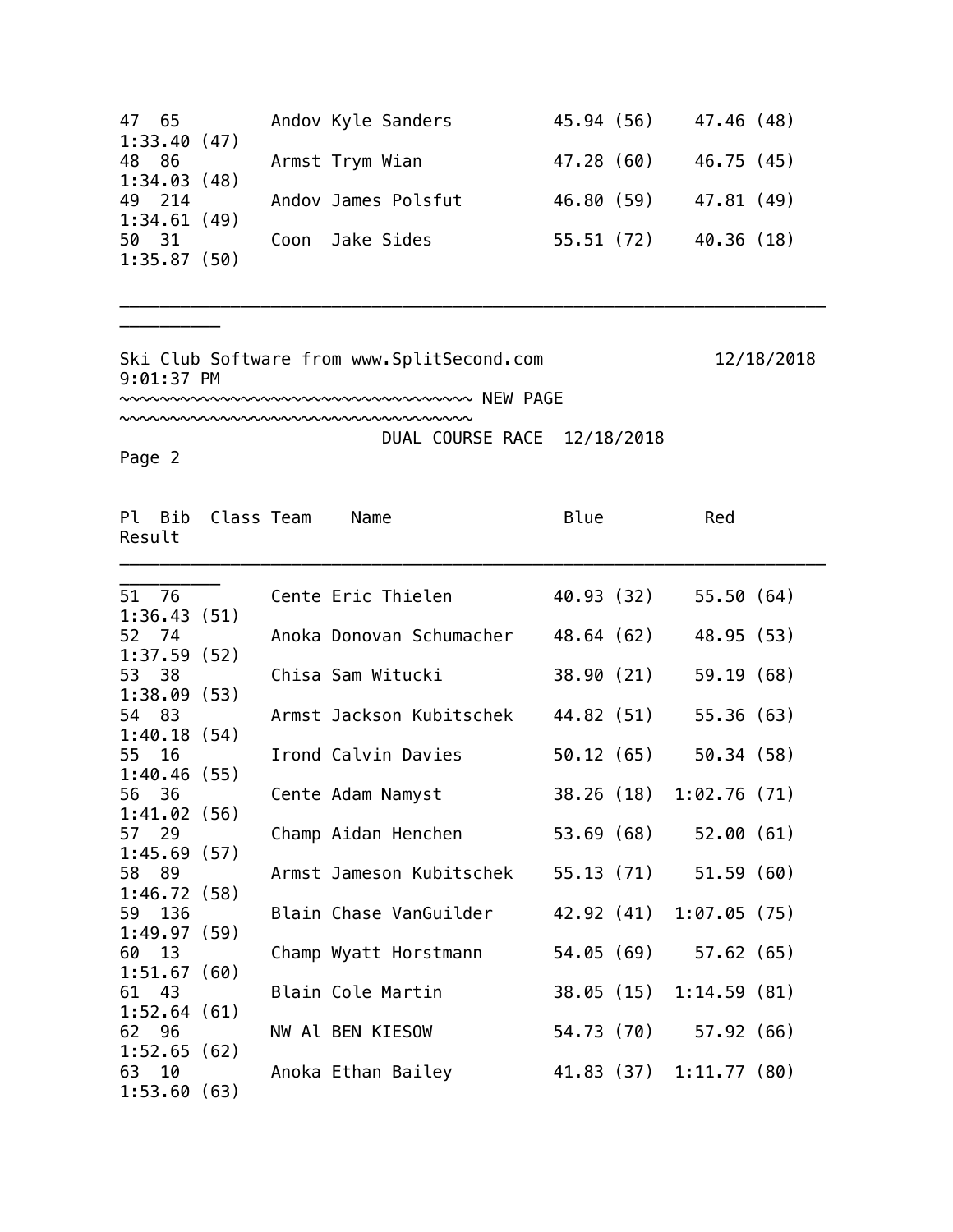| Pl | Bib | Class | Team | Name | Blue | Red | Result |
|---|---|---|---|---|---|---|---|
| 47 | 65 | | Andov | Kyle Sanders | 45.94 (56) | 47.46 (48) | 1:33.40 (47) |
| 48 | 86 | | Armst | Trym Wian | 47.28 (60) | 46.75 (45) | 1:34.03 (48) |
| 49 | 214 | | Andov | James Polsfut | 46.80 (59) | 47.81 (49) | 1:34.61 (49) |
| 50 | 31 | | Coon | Jake Sides | 55.51 (72) | 40.36 (18) | 1:35.87 (50) |

Ski Club Software from www.SplitSecond.com 12/18/2018 9:01:37 PM

~~~~~~~~~~~~~~~~~~~~~~~~~~~~~~~~~~~ NEW PAGE ~~~~~~~~~~~~~~~~~~~~~~~~~~~~~~~~~~~

DUAL COURSE RACE 12/18/2018

Page 2

| Pl | Bib | Class | Team | Name | Blue | Red | Result |
|---|---|---|---|---|---|---|---|
| 51 | 76 | | Cente | Eric Thielen | 40.93 (32) | 55.50 (64) | 1:36.43 (51) |
| 52 | 74 | | Anoka | Donovan Schumacher | 48.64 (62) | 48.95 (53) | 1:37.59 (52) |
| 53 | 38 | | Chisa | Sam Witucki | 38.90 (21) | 59.19 (68) | 1:38.09 (53) |
| 54 | 83 | | Armst | Jackson Kubitschek | 44.82 (51) | 55.36 (63) | 1:40.18 (54) |
| 55 | 16 | | Irond | Calvin Davies | 50.12 (65) | 50.34 (58) | 1:40.46 (55) |
| 56 | 36 | | Cente | Adam Namyst | 38.26 (18) | 1:02.76 (71) | 1:41.02 (56) |
| 57 | 29 | | Champ | Aidan Henchen | 53.69 (68) | 52.00 (61) | 1:45.69 (57) |
| 58 | 89 | | Armst | Jameson Kubitschek | 55.13 (71) | 51.59 (60) | 1:46.72 (58) |
| 59 | 136 | | Blain | Chase VanGuilder | 42.92 (41) | 1:07.05 (75) | 1:49.97 (59) |
| 60 | 13 | | Champ | Wyatt Horstmann | 54.05 (69) | 57.62 (65) | 1:51.67 (60) |
| 61 | 43 | | Blain | Cole Martin | 38.05 (15) | 1:14.59 (81) | 1:52.64 (61) |
| 62 | 96 | | NW Al | BEN KIESOW | 54.73 (70) | 57.92 (66) | 1:52.65 (62) |
| 63 | 10 | | Anoka | Ethan Bailey | 41.83 (37) | 1:11.77 (80) | 1:53.60 (63) |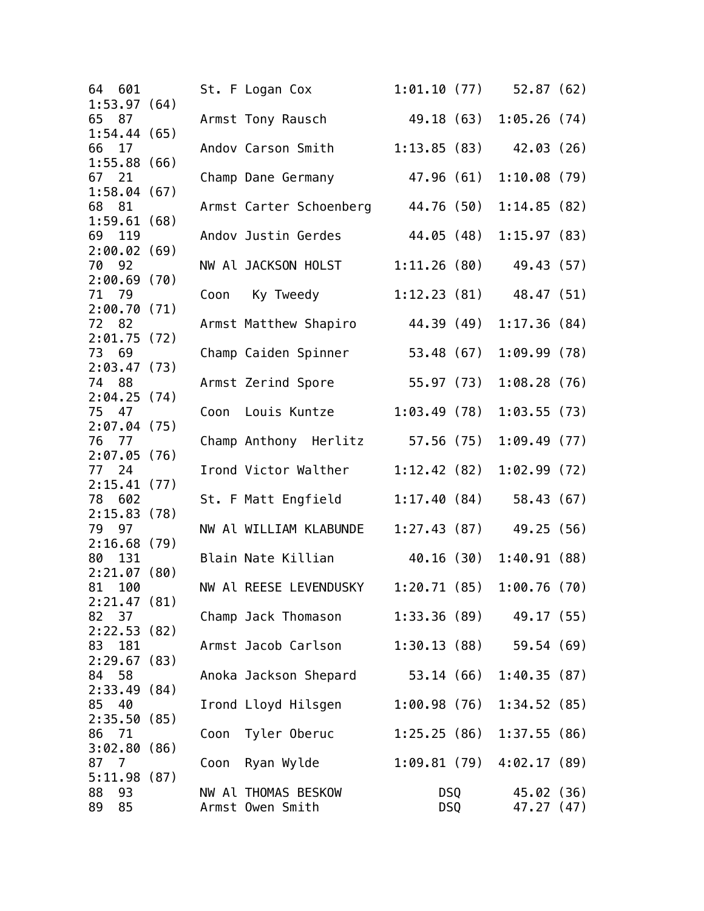| Place | No. | Team | Name | Split 1 | Split 2 | Final |
|---|---|---|---|---|---|---|
| 64 | 601 | St. F | Logan Cox | 1:01.10 (77) | 52.87 (62) | 1:53.97 (64) |
| 65 | 87 | Armst | Tony Rausch | 49.18 (63) | 1:05.26 (74) | 1:54.44 (65) |
| 66 | 17 | Andov | Carson Smith | 1:13.85 (83) | 42.03 (26) | 1:55.88 (66) |
| 67 | 21 | Champ | Dane Germany | 47.96 (61) | 1:10.08 (79) | 1:58.04 (67) |
| 68 | 81 | Armst | Carter Schoenberg | 44.76 (50) | 1:14.85 (82) | 1:59.61 (68) |
| 69 | 119 | Andov | Justin Gerdes | 44.05 (48) | 1:15.97 (83) | 2:00.02 (69) |
| 70 | 92 | NW Al | JACKSON HOLST | 1:11.26 (80) | 49.43 (57) | 2:00.69 (70) |
| 71 | 79 | Coon | Ky Tweedy | 1:12.23 (81) | 48.47 (51) | 2:00.70 (71) |
| 72 | 82 | Armst | Matthew Shapiro | 44.39 (49) | 1:17.36 (84) | 2:01.75 (72) |
| 73 | 69 | Champ | Caiden Spinner | 53.48 (67) | 1:09.99 (78) | 2:03.47 (73) |
| 74 | 88 | Armst | Zerind Spore | 55.97 (73) | 1:08.28 (76) | 2:04.25 (74) |
| 75 | 47 | Coon | Louis Kuntze | 1:03.49 (78) | 1:03.55 (73) | 2:07.04 (75) |
| 76 | 77 | Champ | Anthony Herlitz | 57.56 (75) | 1:09.49 (77) | 2:07.05 (76) |
| 77 | 24 | Irond | Victor Walther | 1:12.42 (82) | 1:02.99 (72) | 2:15.41 (77) |
| 78 | 602 | St. F | Matt Engfield | 1:17.40 (84) | 58.43 (67) | 2:15.83 (78) |
| 79 | 97 | NW Al | WILLIAM KLABUNDE | 1:27.43 (87) | 49.25 (56) | 2:16.68 (79) |
| 80 | 131 | Blain | Nate Killian | 40.16 (30) | 1:40.91 (88) | 2:21.07 (80) |
| 81 | 100 | NW Al | REESE LEVENDUSKY | 1:20.71 (85) | 1:00.76 (70) | 2:21.47 (81) |
| 82 | 37 | Champ | Jack Thomason | 1:33.36 (89) | 49.17 (55) | 2:22.53 (82) |
| 83 | 181 | Armst | Jacob Carlson | 1:30.13 (88) | 59.54 (69) | 2:29.67 (83) |
| 84 | 58 | Anoka | Jackson Shepard | 53.14 (66) | 1:40.35 (87) | 2:33.49 (84) |
| 85 | 40 | Irond | Lloyd Hilsgen | 1:00.98 (76) | 1:34.52 (85) | 2:35.50 (85) |
| 86 | 71 | Coon | Tyler Oberuc | 1:25.25 (86) | 1:37.55 (86) | 3:02.80 (86) |
| 87 | 7 | Coon | Ryan Wylde | 1:09.81 (79) | 4:02.17 (89) | 5:11.98 (87) |
| 88 | 93 | NW Al | THOMAS BESKOW | DSQ | 45.02 (36) | |
| 89 | 85 | Armst | Owen Smith | DSQ | 47.27 (47) | |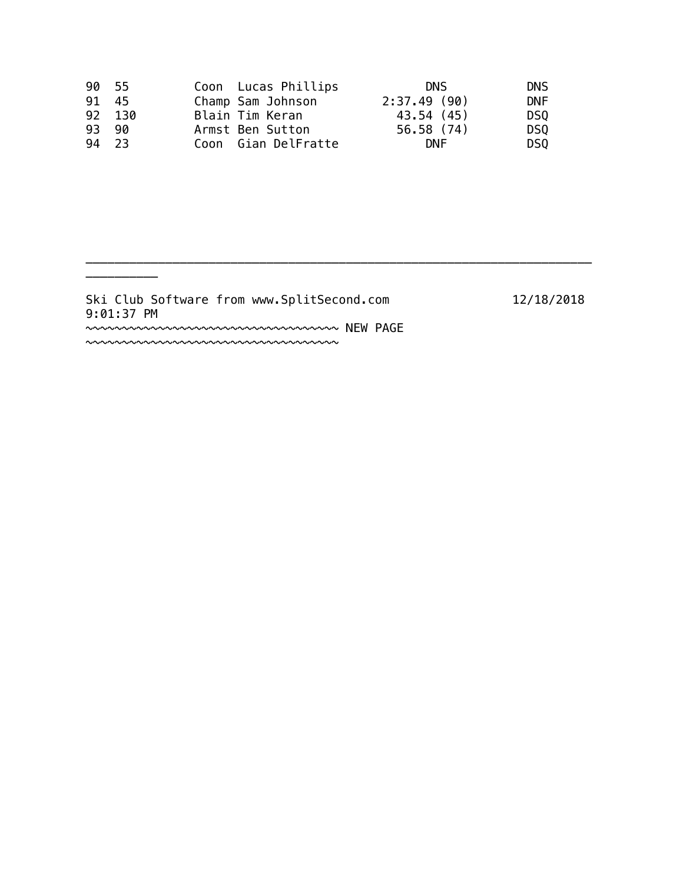| | | | | | |
|---|---|---|---|---|---|
| 90 | 55 | Coon | Lucas Phillips | DNS | DNS |
| 91 | 45 | Champ | Sam Johnson | 2:37.49 (90) | DNF |
| 92 | 130 | Blain | Tim Keran | 43.54 (45) | DSQ |
| 93 | 90 | Armst | Ben Sutton | 56.58 (74) | DSQ |
| 94 | 23 | Coon | Gian DelFratte | DNF | DSQ |

---

Ski Club Software from www.SplitSecond.com 12/18/2018 9:01:37 PM

~~~~~~~~~~~~~~~~~~~~~~~~~~~~~~~~~~~~ NEW PAGE ~~~~~~~~~~~~~~~~~~~~~~~~~~~~~~~~~~~~